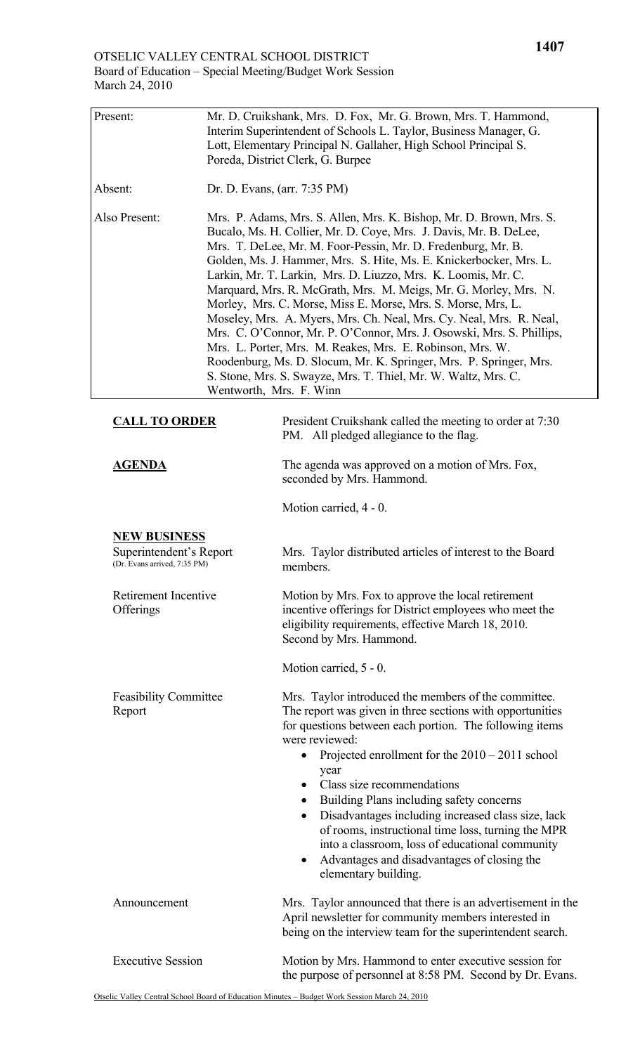OTSELIC VALLEY CENTRAL SCHOOL DISTRICT
Board of Education – Special Meeting/Budget Work Session
March 24, 2010

| | |
|---|---|
| Present: | Mr. D. Cruikshank, Mrs. D. Fox, Mr. G. Brown, Mrs. T. Hammond, Interim Superintendent of Schools L. Taylor, Business Manager, G. Lott, Elementary Principal N. Gallaher, High School Principal S. Poreda, District Clerk, G. Burpee |
| Absent: | Dr. D. Evans, (arr. 7:35 PM) |
| Also Present: | Mrs. P. Adams, Mrs. S. Allen, Mrs. K. Bishop, Mr. D. Brown, Mrs. S. Bucalo, Ms. H. Collier, Mr. D. Coye, Mrs. J. Davis, Mr. B. DeLee, Mrs. T. DeLee, Mr. M. Foor-Pessin, Mr. D. Fredenburg, Mr. B. Golden, Ms. J. Hammer, Mrs. S. Hite, Ms. E. Knickerbocker, Mrs. L. Larkin, Mr. T. Larkin, Mrs. D. Liuzzo, Mrs. K. Loomis, Mr. C. Marquard, Mrs. R. McGrath, Mrs. M. Meigs, Mr. G. Morley, Mrs. N. Morley, Mrs. C. Morse, Miss E. Morse, Mrs. S. Morse, Mrs, L. Moseley, Mrs. A. Myers, Mrs. Ch. Neal, Mrs. Cy. Neal, Mrs. R. Neal, Mrs. C. O'Connor, Mr. P. O'Connor, Mrs. J. Osowski, Mrs. S. Phillips, Mrs. L. Porter, Mrs. M. Reakes, Mrs. E. Robinson, Mrs. W. Roodenburg, Ms. D. Slocum, Mr. K. Springer, Mrs. P. Springer, Mrs. S. Stone, Mrs. S. Swayze, Mrs. T. Thiel, Mr. W. Waltz, Mrs. C. Wentworth, Mrs. F. Winn |

**CALL TO ORDER**

President Cruikshank called the meeting to order at 7:30 PM. All pledged allegiance to the flag.

**AGENDA**

The agenda was approved on a motion of Mrs. Fox, seconded by Mrs. Hammond.

Motion carried, 4 - 0.

**NEW BUSINESS**

Superintendent's Report
(Dr. Evans arrived, 7:35 PM)

Mrs. Taylor distributed articles of interest to the Board members.

Retirement Incentive Offerings

Motion by Mrs. Fox to approve the local retirement incentive offerings for District employees who meet the eligibility requirements, effective March 18, 2010. Second by Mrs. Hammond.

Motion carried, 5 - 0.

Feasibility Committee Report

Mrs. Taylor introduced the members of the committee. The report was given in three sections with opportunities for questions between each portion. The following items were reviewed:

- Projected enrollment for the 2010 – 2011 school year
- Class size recommendations
- Building Plans including safety concerns
- Disadvantages including increased class size, lack of rooms, instructional time loss, turning the MPR into a classroom, loss of educational community
- Advantages and disadvantages of closing the elementary building.

Announcement

Mrs. Taylor announced that there is an advertisement in the April newsletter for community members interested in being on the interview team for the superintendent search.

Executive Session

Motion by Mrs. Hammond to enter executive session for the purpose of personnel at 8:58 PM. Second by Dr. Evans.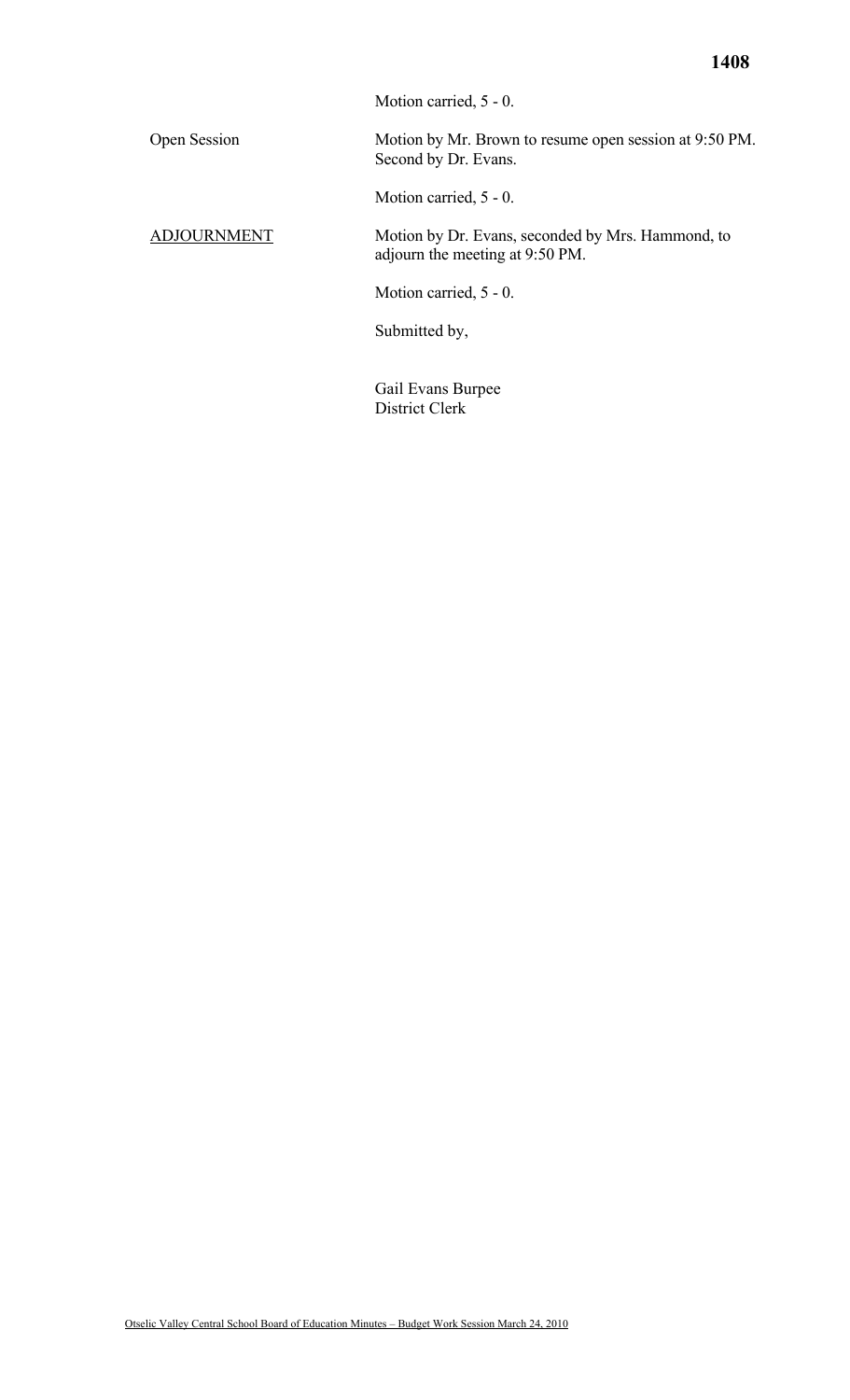Motion carried, 5 - 0.

Open Session — Motion by Mr. Brown to resume open session at 9:50 PM. Second by Dr. Evans.

Motion carried, 5 - 0.

ADJOURNMENT — Motion by Dr. Evans, seconded by Mrs. Hammond, to adjourn the meeting at 9:50 PM.

Motion carried, 5 - 0.

Submitted by,

Gail Evans Burpee
District Clerk